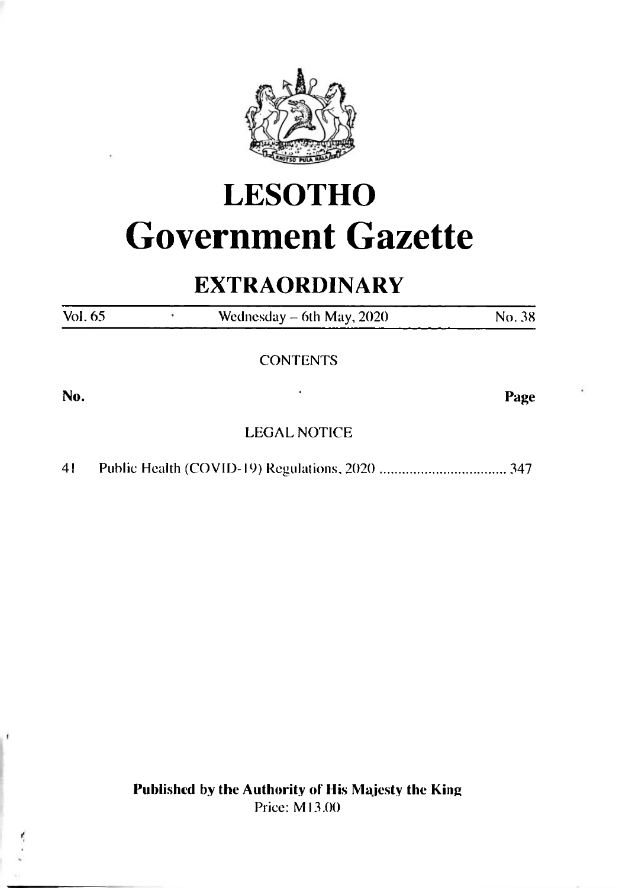# LESOTHO

# Government Gazette

## EXTRAORDINARY

| Vol. 65 | Wednesday – 6th May, 2020 | No. 38 |
|---|---|---|

CONTENTS

| No. | | Page |
|---|---|---|
| | LEGAL NOTICE | |
| 41 | Public Health (COVID-19) Regulations, 2020 .................................. | 347 |

**Published by the Authority of His Majesty the King**

Price: M13.00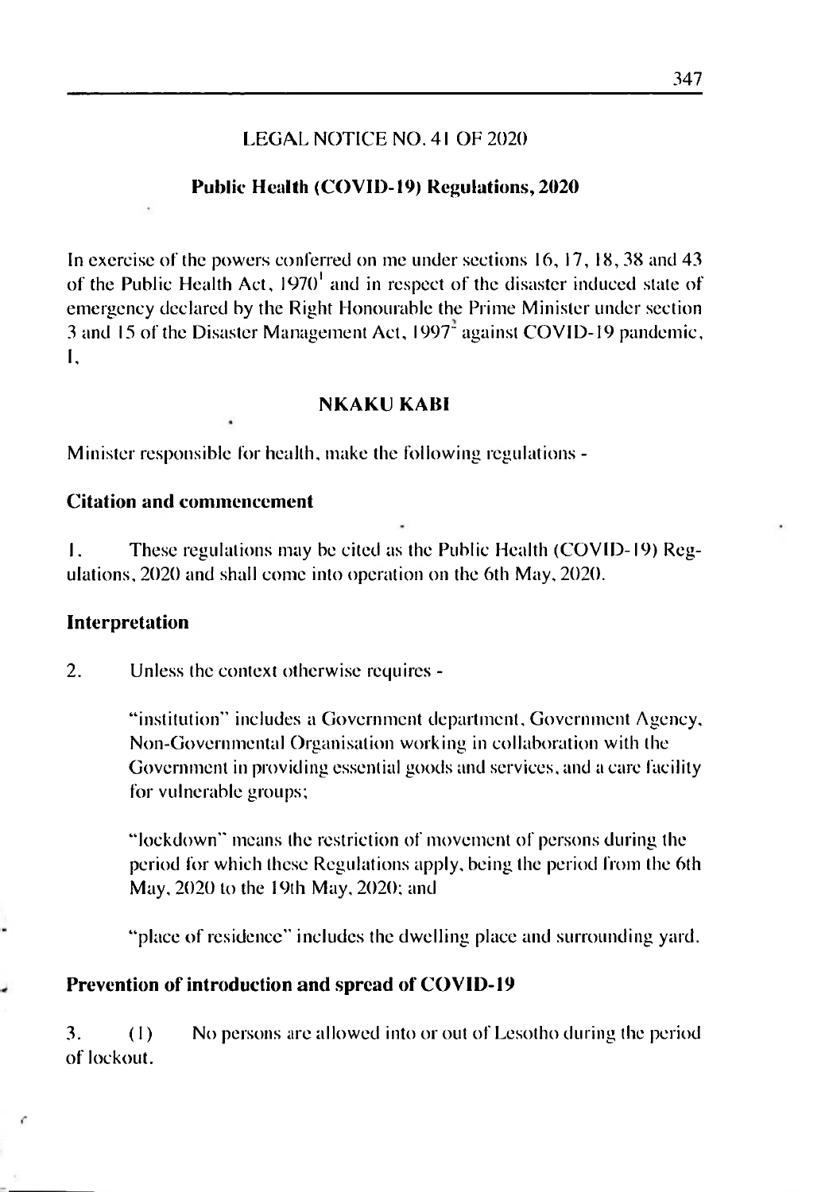## LEGAL NOTICE NO. 41 OF 2020

### Public Health (COVID-19) Regulations, 2020

In exercise of the powers conferred on me under sections 16, 17, 18, 38 and 43 of the Public Health Act, 1970[1] and in respect of the disaster induced state of emergency declared by the Right Honourable the Prime Minister under section 3 and 15 of the Disaster Management Act, 1997[2] against COVID-19 pandemic, I,

**NKAKU KABI**

Minister responsible for health, make the following regulations -

**Citation and commencement**

1. These regulations may be cited as the Public Health (COVID-19) Regulations, 2020 and shall come into operation on the 6th May, 2020.

**Interpretation**

2. Unless the context otherwise requires -

"institution" includes a Government department, Government Agency, Non-Governmental Organisation working in collaboration with the Government in providing essential goods and services, and a care facility for vulnerable groups;

"lockdown" means the restriction of movement of persons during the period for which these Regulations apply, being the period from the 6th May, 2020 to the 19th May, 2020; and

"place of residence" includes the dwelling place and surrounding yard.

**Prevention of introduction and spread of COVID-19**

3. (1) No persons are allowed into or out of Lesotho during the period of lockout.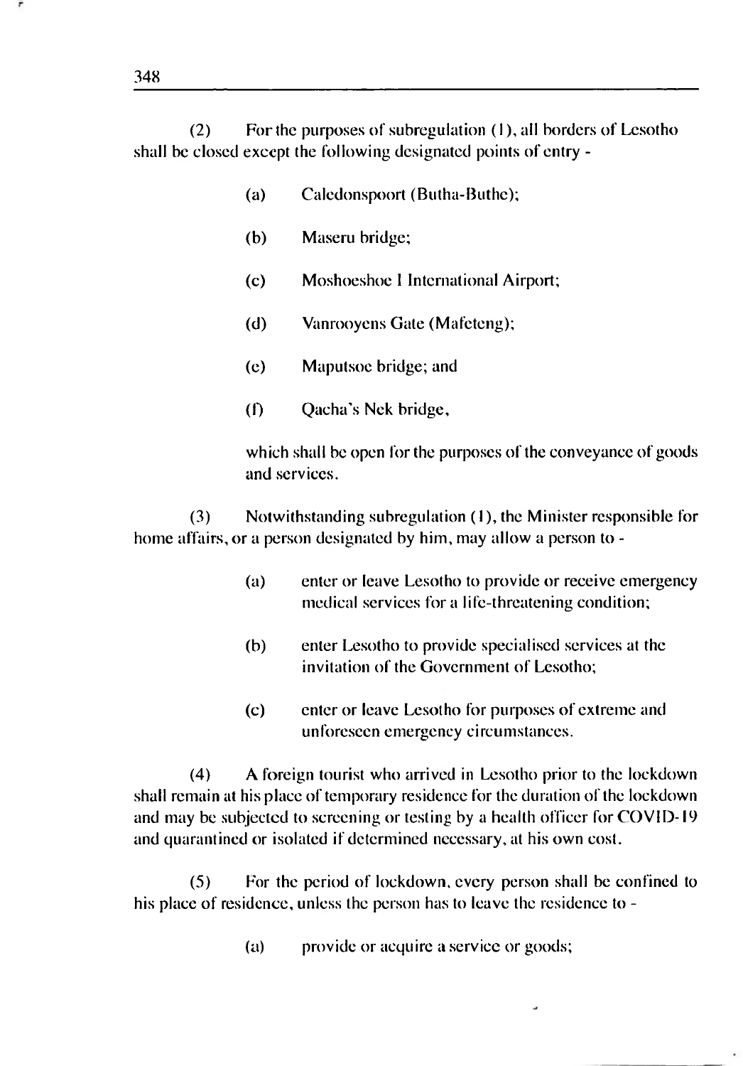(2) For the purposes of subregulation (1), all borders of Lesotho shall be closed except the following designated points of entry -

(a) Caledonspoort (Butha-Buthe);

(b) Maseru bridge;

(c) Moshoeshoe I International Airport;

(d) Vanrooyens Gate (Mafeteng);

(e) Maputsoe bridge; and

(f) Qacha's Nek bridge,

which shall be open for the purposes of the conveyance of goods and services.

(3) Notwithstanding subregulation (1), the Minister responsible for home affairs, or a person designated by him, may allow a person to -

(a) enter or leave Lesotho to provide or receive emergency medical services for a life-threatening condition;

(b) enter Lesotho to provide specialised services at the invitation of the Government of Lesotho;

(c) enter or leave Lesotho for purposes of extreme and unforeseen emergency circumstances.

(4) A foreign tourist who arrived in Lesotho prior to the lockdown shall remain at his place of temporary residence for the duration of the lockdown and may be subjected to screening or testing by a health officer for COVID-19 and quarantined or isolated if determined necessary, at his own cost.

(5) For the period of lockdown, every person shall be confined to his place of residence, unless the person has to leave the residence to -

(a) provide or acquire a service or goods;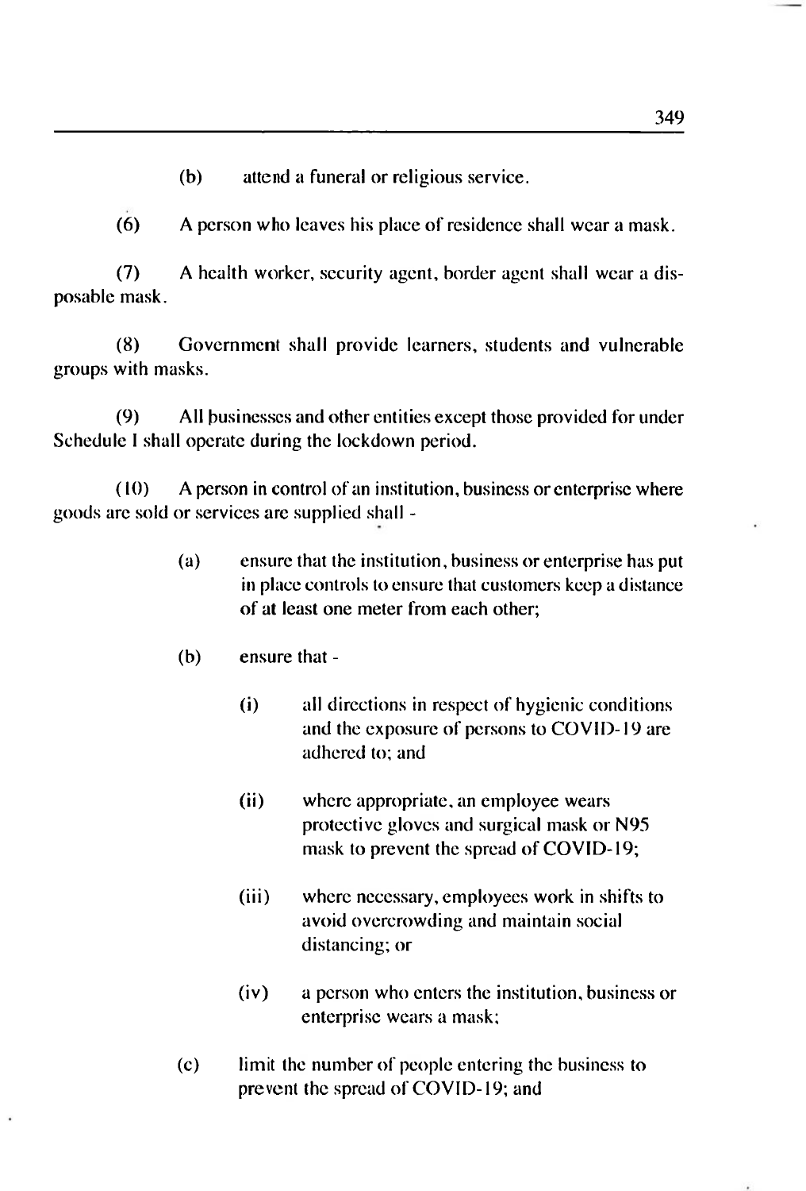(b) attend a funeral or religious service.

(6) A person who leaves his place of residence shall wear a mask.

(7) A health worker, security agent, border agent shall wear a disposable mask.

(8) Government shall provide learners, students and vulnerable groups with masks.

(9) All businesses and other entities except those provided for under Schedule I shall operate during the lockdown period.

(10) A person in control of an institution, business or enterprise where goods are sold or services are supplied shall -

> (a) ensure that the institution, business or enterprise has put in place controls to ensure that customers keep a distance of at least one meter from each other;
>
> (b) ensure that -
>
> > (i) all directions in respect of hygienic conditions and the exposure of persons to COVID-19 are adhered to; and
> >
> > (ii) where appropriate, an employee wears protective gloves and surgical mask or N95 mask to prevent the spread of COVID-19;
> >
> > (iii) where necessary, employees work in shifts to avoid overcrowding and maintain social distancing; or
> >
> > (iv) a person who enters the institution, business or enterprise wears a mask;
>
> (c) limit the number of people entering the business to prevent the spread of COVID-19; and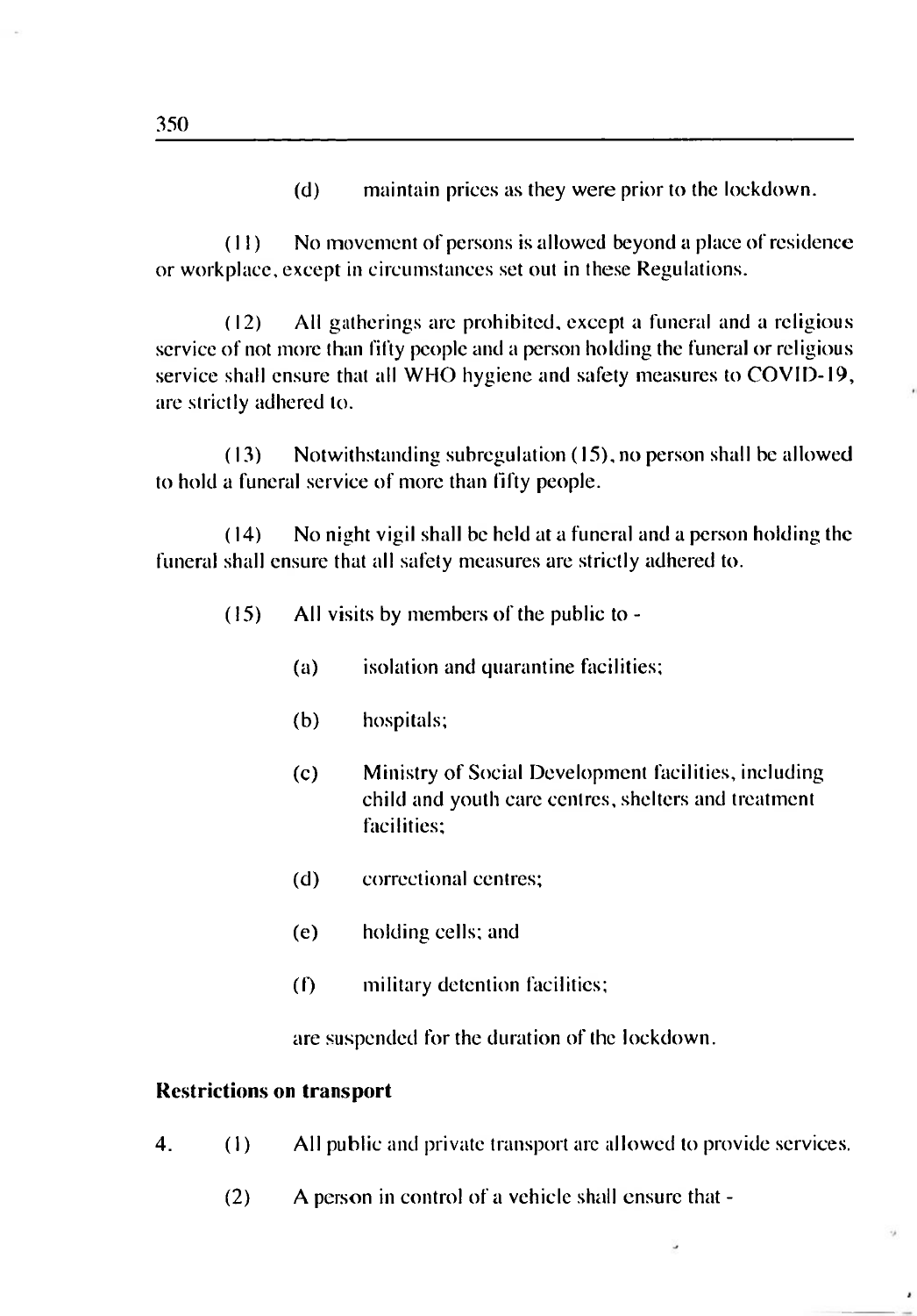(d) maintain prices as they were prior to the lockdown.

(11) No movement of persons is allowed beyond a place of residence or workplace, except in circumstances set out in these Regulations.

(12) All gatherings are prohibited, except a funeral and a religious service of not more than fifty people and a person holding the funeral or religious service shall ensure that all WHO hygiene and safety measures to COVID-19, are strictly adhered to.

(13) Notwithstanding subregulation (15), no person shall be allowed to hold a funeral service of more than fifty people.

(14) No night vigil shall be held at a funeral and a person holding the funeral shall ensure that all safety measures are strictly adhered to.

(15) All visits by members of the public to -

(a) isolation and quarantine facilities;

(b) hospitals;

(c) Ministry of Social Development facilities, including child and youth care centres, shelters and treatment facilities;

(d) correctional centres;

(e) holding cells; and

(f) military detention facilities;

are suspended for the duration of the lockdown.

**Restrictions on transport**

4. (1) All public and private transport are allowed to provide services.

(2) A person in control of a vehicle shall ensure that -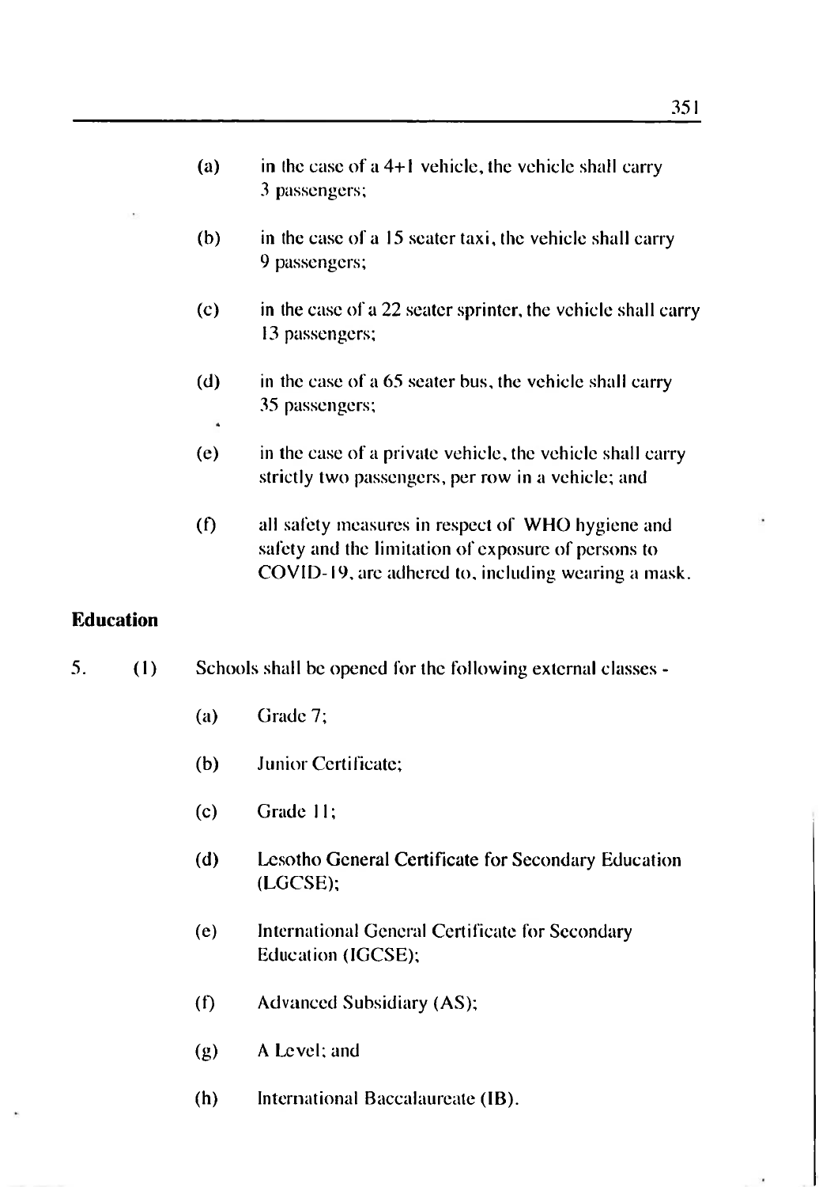(a) in the case of a 4+1 vehicle, the vehicle shall carry 3 passengers;

(b) in the case of a 15 seater taxi, the vehicle shall carry 9 passengers;

(c) in the case of a 22 seater sprinter, the vehicle shall carry 13 passengers;

(d) in the case of a 65 seater bus, the vehicle shall carry 35 passengers;

(e) in the case of a private vehicle, the vehicle shall carry strictly two passengers, per row in a vehicle; and

(f) all safety measures in respect of WHO hygiene and safety and the limitation of exposure of persons to COVID-19, are adhered to, including wearing a mask.

**Education**

5. (1) Schools shall be opened for the following external classes -

(a) Grade 7;

(b) Junior Certificate;

(c) Grade 11;

(d) Lesotho General Certificate for Secondary Education (LGCSE);

(e) International General Certificate for Secondary Education (IGCSE);

(f) Advanced Subsidiary (AS);

(g) A Level; and

(h) International Baccalaureate (IB).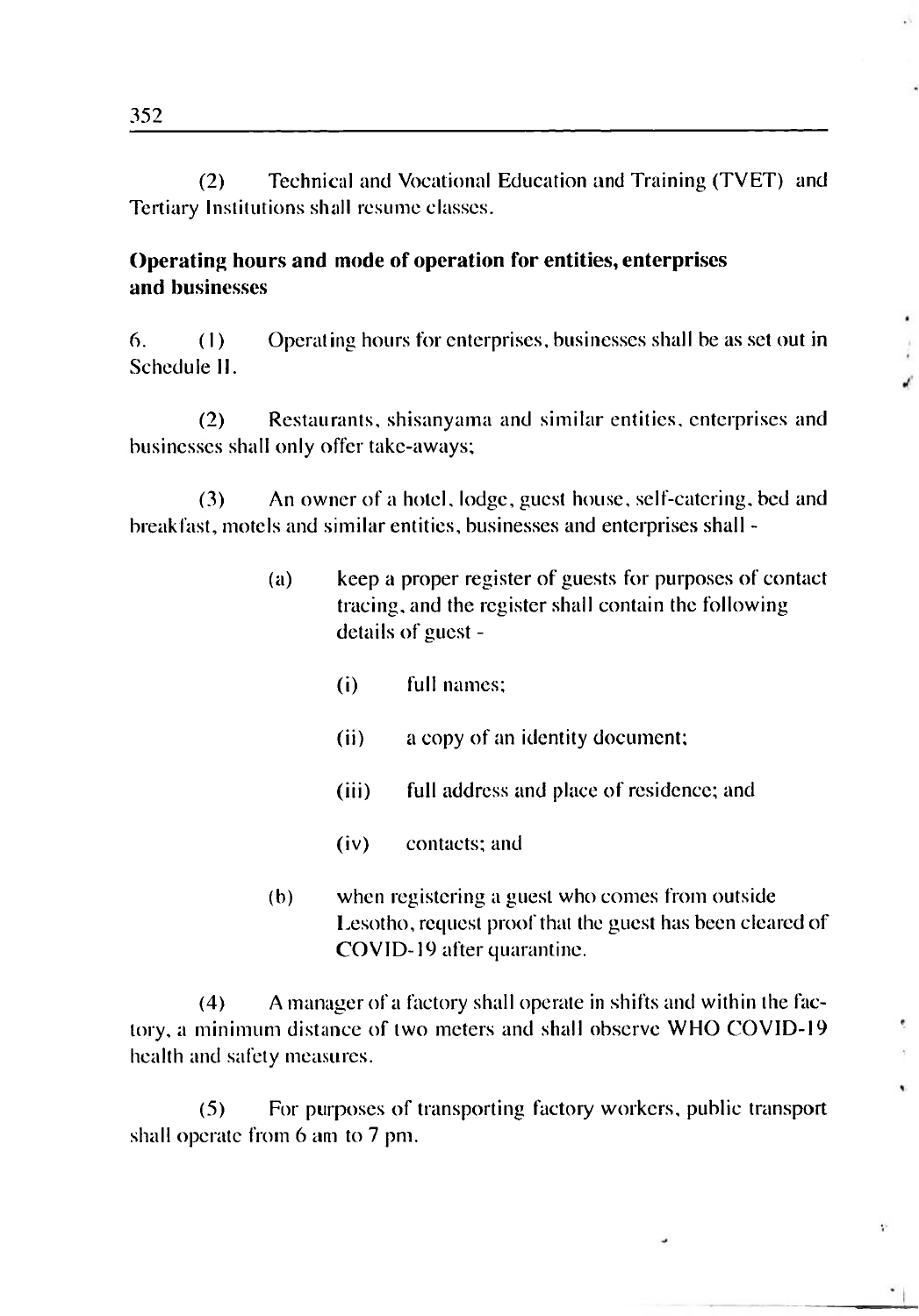(2) Technical and Vocational Education and Training (TVET) and Tertiary Institutions shall resume classes.

**Operating hours and mode of operation for entities, enterprises and businesses**

6. (1) Operating hours for enterprises, businesses shall be as set out in Schedule II.

(2) Restaurants, shisanyama and similar entities, enterprises and businesses shall only offer take-aways;

(3) An owner of a hotel, lodge, guest house, self-catering, bed and breakfast, motels and similar entities, businesses and enterprises shall -

> (a) keep a proper register of guests for purposes of contact tracing, and the register shall contain the following details of guest -
>
> > (i) full names;
> >
> > (ii) a copy of an identity document;
> >
> > (iii) full address and place of residence; and
> >
> > (iv) contacts; and
>
> (b) when registering a guest who comes from outside Lesotho, request proof that the guest has been cleared of COVID-19 after quarantine.

(4) A manager of a factory shall operate in shifts and within the factory, a minimum distance of two meters and shall observe WHO COVID-19 health and safety measures.

(5) For purposes of transporting factory workers, public transport shall operate from 6 am to 7 pm.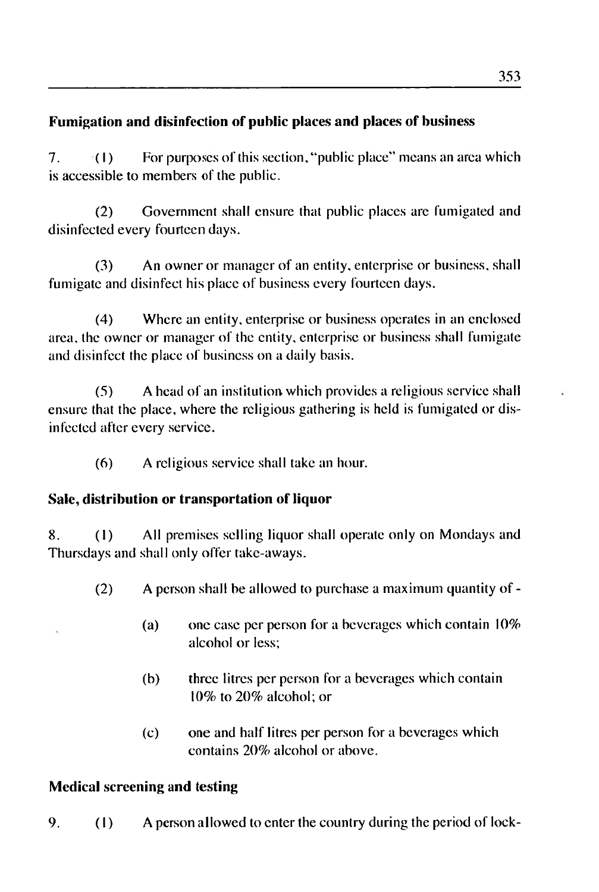**Fumigation and disinfection of public places and places of business**

7. (1) For purposes of this section, "public place" means an area which is accessible to members of the public.

(2) Government shall ensure that public places are fumigated and disinfected every fourteen days.

(3) An owner or manager of an entity, enterprise or business, shall fumigate and disinfect his place of business every fourteen days.

(4) Where an entity, enterprise or business operates in an enclosed area, the owner or manager of the entity, enterprise or business shall fumigate and disinfect the place of business on a daily basis.

(5) A head of an institution which provides a religious service shall ensure that the place, where the religious gathering is held is fumigated or disinfected after every service.

(6) A religious service shall take an hour.

**Sale, distribution or transportation of liquor**

8. (1) All premises selling liquor shall operate only on Mondays and Thursdays and shall only offer take-aways.

(2) A person shall be allowed to purchase a maximum quantity of -

(a) one case per person for a beverages which contain 10% alcohol or less;

(b) three litres per person for a beverages which contain 10% to 20% alcohol; or

(c) one and half litres per person for a beverages which contains 20% alcohol or above.

**Medical screening and testing**

9. (1) A person allowed to enter the country during the period of lock-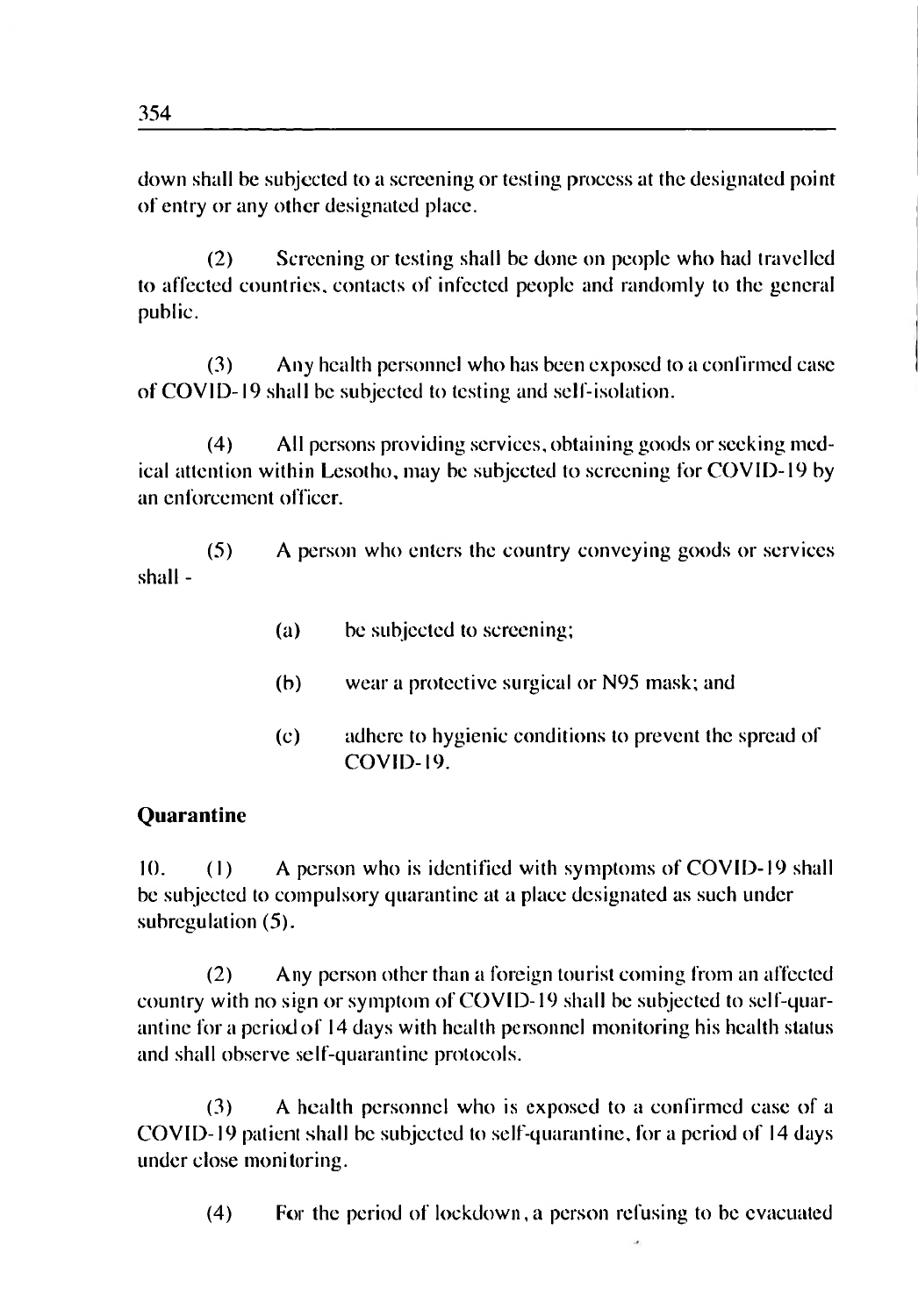down shall be subjected to a screening or testing process at the designated point of entry or any other designated place.

(2) Screening or testing shall be done on people who had travelled to affected countries, contacts of infected people and randomly to the general public.

(3) Any health personnel who has been exposed to a confirmed case of COVID-19 shall be subjected to testing and self-isolation.

(4) All persons providing services, obtaining goods or seeking medical attention within Lesotho, may be subjected to screening for COVID-19 by an enforcement officer.

(5) A person who enters the country conveying goods or services shall -

(a) be subjected to screening;

(b) wear a protective surgical or N95 mask; and

(c) adhere to hygienic conditions to prevent the spread of COVID-19.

**Quarantine**

10. (1) A person who is identified with symptoms of COVID-19 shall be subjected to compulsory quarantine at a place designated as such under subregulation (5).

(2) Any person other than a foreign tourist coming from an affected country with no sign or symptom of COVID-19 shall be subjected to self-quarantine for a period of 14 days with health personnel monitoring his health status and shall observe self-quarantine protocols.

(3) A health personnel who is exposed to a confirmed case of a COVID-19 patient shall be subjected to self-quarantine, for a period of 14 days under close monitoring.

(4) For the period of lockdown, a person refusing to be evacuated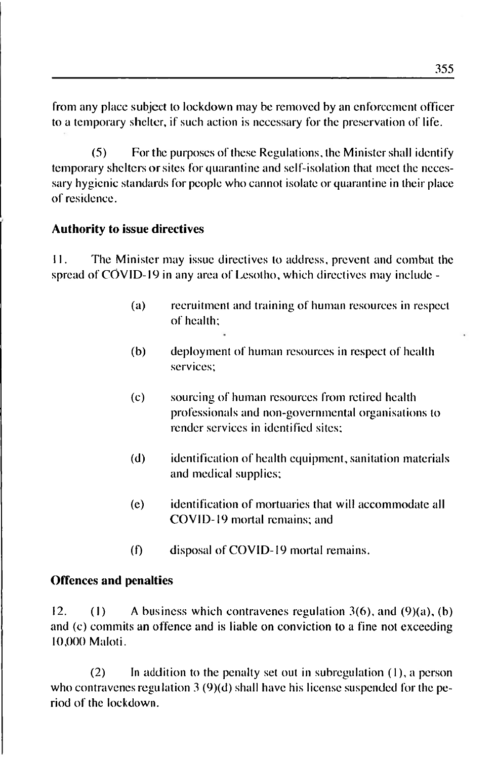from any place subject to lockdown may be removed by an enforcement officer to a temporary shelter, if such action is necessary for the preservation of life.

(5) For the purposes of these Regulations, the Minister shall identify temporary shelters or sites for quarantine and self-isolation that meet the necessary hygienic standards for people who cannot isolate or quarantine in their place of residence.

**Authority to issue directives**

11. The Minister may issue directives to address, prevent and combat the spread of COVID-19 in any area of Lesotho, which directives may include -

(a) recruitment and training of human resources in respect of health;

(b) deployment of human resources in respect of health services;

(c) sourcing of human resources from retired health professionals and non-governmental organisations to render services in identified sites;

(d) identification of health equipment, sanitation materials and medical supplies;

(e) identification of mortuaries that will accommodate all COVID-19 mortal remains; and

(f) disposal of COVID-19 mortal remains.

**Offences and penalties**

12. (1) A business which contravenes regulation 3(6), and (9)(a), (b) and (c) commits an offence and is liable on conviction to a fine not exceeding 10,000 Maloti.

(2) In addition to the penalty set out in subregulation (1), a person who contravenes regulation 3 (9)(d) shall have his license suspended for the period of the lockdown.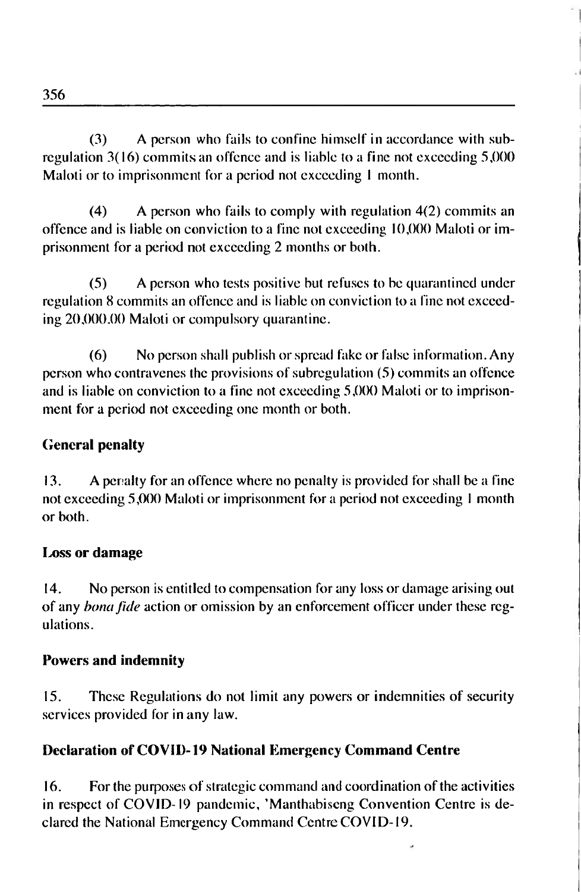(3) A person who fails to confine himself in accordance with sub-regulation 3(16) commits an offence and is liable to a fine not exceeding 5,000 Maloti or to imprisonment for a period not exceeding 1 month.

(4) A person who fails to comply with regulation 4(2) commits an offence and is liable on conviction to a fine not exceeding 10,000 Maloti or imprisonment for a period not exceeding 2 months or both.

(5) A person who tests positive but refuses to be quarantined under regulation 8 commits an offence and is liable on conviction to a fine not exceeding 20,000.00 Maloti or compulsory quarantine.

(6) No person shall publish or spread fake or false information. Any person who contravenes the provisions of subregulation (5) commits an offence and is liable on conviction to a fine not exceeding 5,000 Maloti or to imprisonment for a period not exceeding one month or both.

**General penalty**

13. A penalty for an offence where no penalty is provided for shall be a fine not exceeding 5,000 Maloti or imprisonment for a period not exceeding 1 month or both.

**Loss or damage**

14. No person is entitled to compensation for any loss or damage arising out of any *bona fide* action or omission by an enforcement officer under these regulations.

**Powers and indemnity**

15. These Regulations do not limit any powers or indemnities of security services provided for in any law.

**Declaration of COVID-19 National Emergency Command Centre**

16. For the purposes of strategic command and coordination of the activities in respect of COVID-19 pandemic, 'Manthabiseng Convention Centre is declared the National Emergency Command Centre COVID-19.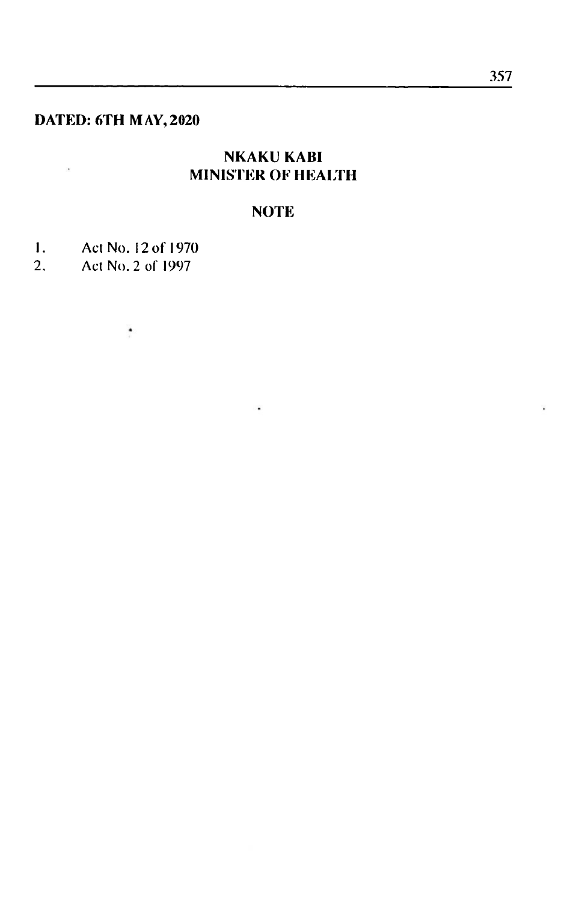**DATED: 6TH MAY, 2020**

**NKAKU KABI**
**MINISTER OF HEALTH**

**NOTE**

1. Act No. 12 of 1970
2. Act No. 2 of 1997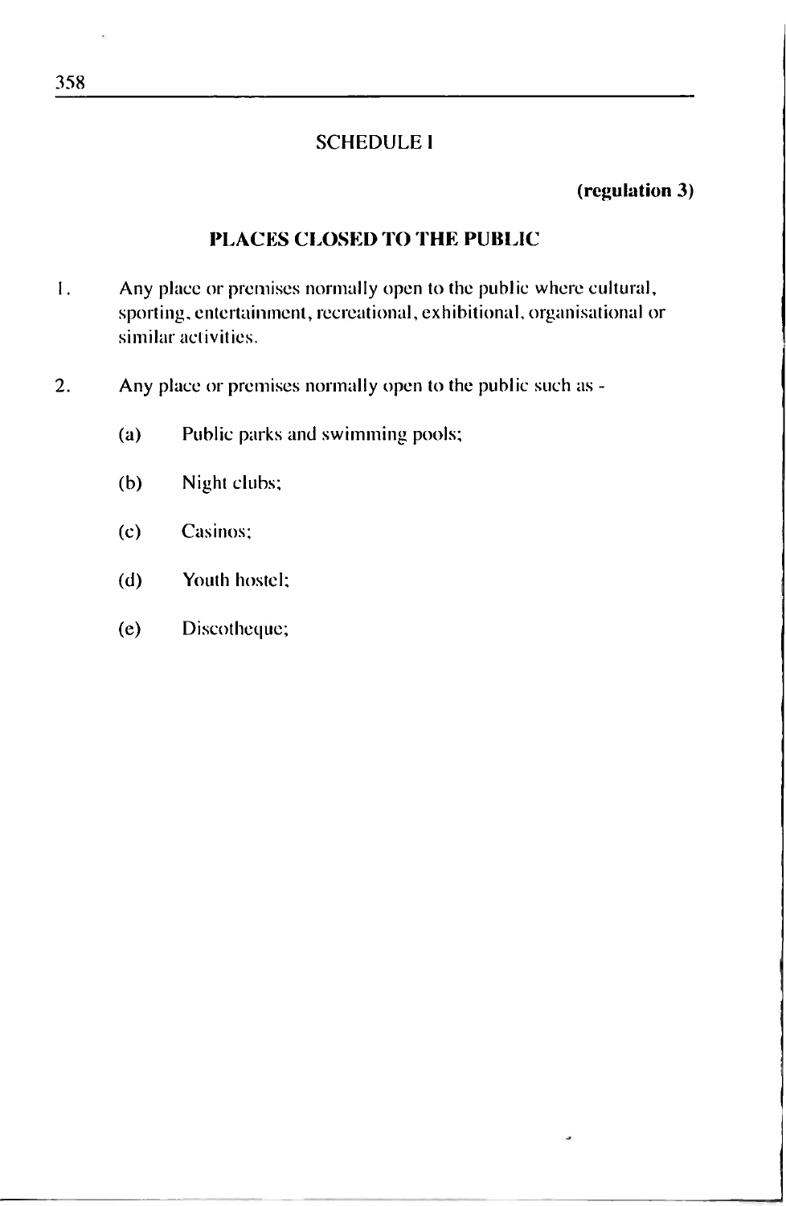## SCHEDULE I

**(regulation 3)**

### PLACES CLOSED TO THE PUBLIC

1. Any place or premises normally open to the public where cultural, sporting, entertainment, recreational, exhibitional, organisational or similar activities.

2. Any place or premises normally open to the public such as -

   (a) Public parks and swimming pools;

   (b) Night clubs;

   (c) Casinos;

   (d) Youth hostel;

   (e) Discotheque;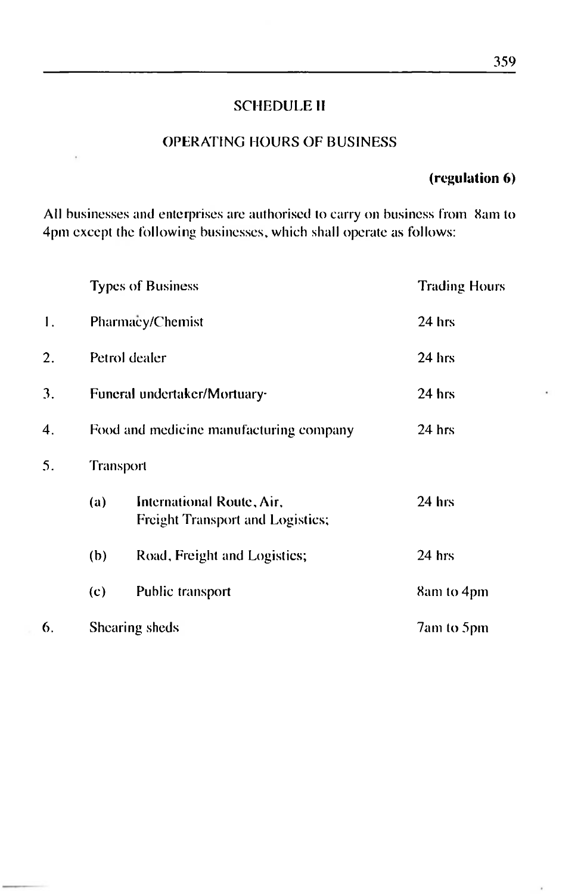## SCHEDULE II

### OPERATING HOURS OF BUSINESS

**(regulation 6)**

All businesses and enterprises are authorised to carry on business from 8am to 4pm except the following businesses, which shall operate as follows:

| | Types of Business | | Trading Hours |
|---|---|---|---|
| 1. | Pharmacy/Chemist | | 24 hrs |
| 2. | Petrol dealer | | 24 hrs |
| 3. | Funeral undertaker/Mortuary | | 24 hrs |
| 4. | Food and medicine manufacturing company | | 24 hrs |
| 5. | Transport | | |
| | (a) | International Route, Air, Freight Transport and Logistics; | 24 hrs |
| | (b) | Road, Freight and Logistics; | 24 hrs |
| | (c) | Public transport | 8am to 4pm |
| 6. | Shearing sheds | | 7am to 5pm |